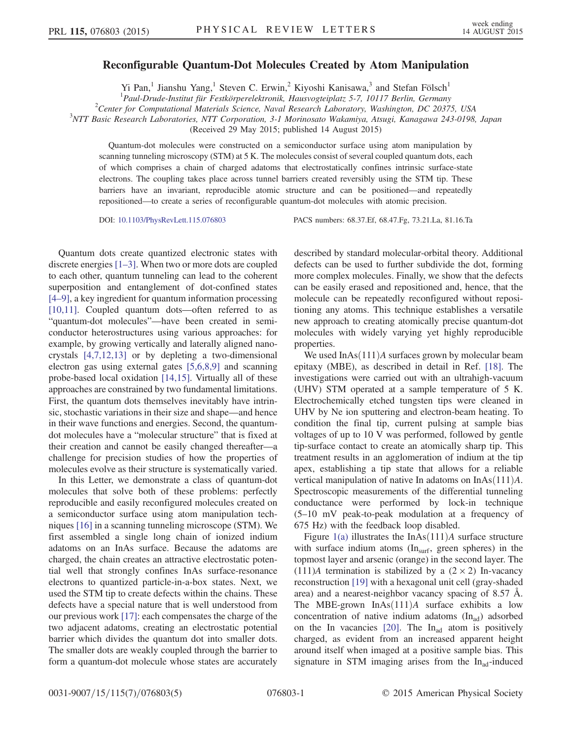# Reconfigurable Quantum-Dot Molecules Created by Atom Manipulation

Yi Pan,[1] Jianshu Yang,[1] Steven C. Erwin,[2] Kiyoshi Kanisawa,[3] and Stefan Fölsch[1]

[1]Paul-Drude-Institut für Festkörperelektronik, Hausvogteiplatz 5-7, 10117 Berlin, Germany
[2]Center for Computational Materials Science, Naval Research Laboratory, Washington, DC 20375, USA
[3]NTT Basic Research Laboratories, NTT Corporation, 3-1 Morinosato Wakamiya, Atsugi, Kanagawa 243-0198, Japan

(Received 29 May 2015; published 14 August 2015)

Quantum-dot molecules were constructed on a semiconductor surface using atom manipulation by scanning tunneling microscopy (STM) at 5 K. The molecules consist of several coupled quantum dots, each of which comprises a chain of charged adatoms that electrostatically confines intrinsic surface-state electrons. The coupling takes place across tunnel barriers created reversibly using the STM tip. These barriers have an invariant, reproducible atomic structure and can be positioned—and repeatedly repositioned—to create a series of reconfigurable quantum-dot molecules with atomic precision.

DOI: 10.1103/PhysRevLett.115.076803 PACS numbers: 68.37.Ef, 68.47.Fg, 73.21.La, 81.16.Ta

Quantum dots create quantized electronic states with discrete energies [1–3]. When two or more dots are coupled to each other, quantum tunneling can lead to the coherent superposition and entanglement of dot-confined states [4–9], a key ingredient for quantum information processing [10,11]. Coupled quantum dots—often referred to as "quantum-dot molecules"—have been created in semiconductor heterostructures using various approaches: for example, by growing vertically and laterally aligned nanocrystals [4,7,12,13] or by depleting a two-dimensional electron gas using external gates [5,6,8,9] and scanning probe-based local oxidation [14,15]. Virtually all of these approaches are constrained by two fundamental limitations. First, the quantum dots themselves inevitably have intrinsic, stochastic variations in their size and shape—and hence in their wave functions and energies. Second, the quantum-dot molecules have a "molecular structure" that is fixed at their creation and cannot be easily changed thereafter—a challenge for precision studies of how the properties of molecules evolve as their structure is systematically varied.

In this Letter, we demonstrate a class of quantum-dot molecules that solve both of these problems: perfectly reproducible and easily reconfigured molecules created on a semiconductor surface using atom manipulation techniques [16] in a scanning tunneling microscope (STM). We first assembled a single long chain of ionized indium adatoms on an InAs surface. Because the adatoms are charged, the chain creates an attractive electrostatic potential well that strongly confines InAs surface-resonance electrons to quantized particle-in-a-box states. Next, we used the STM tip to create defects within the chains. These defects have a special nature that is well understood from our previous work [17]: each compensates the charge of the two adjacent adatoms, creating an electrostatic potential barrier which divides the quantum dot into smaller dots. The smaller dots are weakly coupled through the barrier to form a quantum-dot molecule whose states are accurately described by standard molecular-orbital theory. Additional defects can be used to further subdivide the dot, forming more complex molecules. Finally, we show that the defects can be easily erased and repositioned and, hence, that the molecule can be repeatedly reconfigured without repositioning any atoms. This technique establishes a versatile new approach to creating atomically precise quantum-dot molecules with widely varying yet highly reproducible properties.

We used InAs(111)*A* surfaces grown by molecular beam epitaxy (MBE), as described in detail in Ref. [18]. The investigations were carried out with an ultrahigh-vacuum (UHV) STM operated at a sample temperature of 5 K. Electrochemically etched tungsten tips were cleaned in UHV by Ne ion sputtering and electron-beam heating. To condition the final tip, current pulsing at sample bias voltages of up to 10 V was performed, followed by gentle tip-surface contact to create an atomically sharp tip. This treatment results in an agglomeration of indium at the tip apex, establishing a tip state that allows for a reliable vertical manipulation of native In adatoms on InAs(111)*A*. Spectroscopic measurements of the differential tunneling conductance were performed by lock-in technique (5–10 mV peak-to-peak modulation at a frequency of 675 Hz) with the feedback loop disabled.

Figure 1(a) illustrates the InAs(111)*A* surface structure with surface indium atoms ($In_{surf}$, green spheres) in the topmost layer and arsenic (orange) in the second layer. The (111)*A* termination is stabilized by a $(2 \times 2)$ In-vacancy reconstruction [19] with a hexagonal unit cell (gray-shaded area) and a nearest-neighbor vacancy spacing of 8.57 Å. The MBE-grown InAs(111)*A* surface exhibits a low concentration of native indium adatoms ($In_{ad}$) adsorbed on the In vacancies [20]. The $In_{ad}$ atom is positively charged, as evident from an increased apparent height around itself when imaged at a positive sample bias. This signature in STM imaging arises from the $In_{ad}$-induced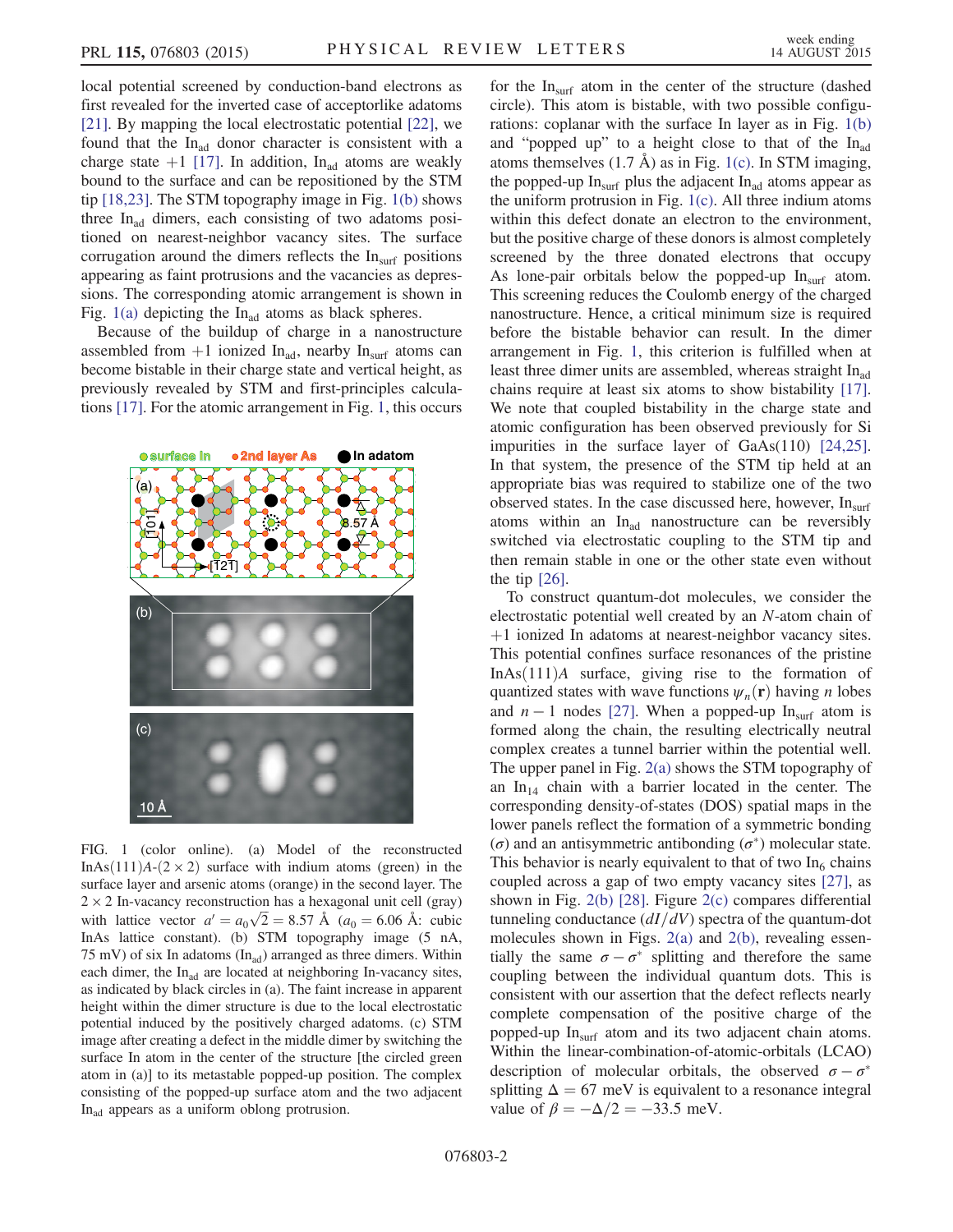local potential screened by conduction-band electrons as first revealed for the inverted case of acceptorlike adatoms [21]. By mapping the local electrostatic potential [22], we found that the $In_{ad}$ donor character is consistent with a charge state $+1$ [17]. In addition, $In_{ad}$ atoms are weakly bound to the surface and can be repositioned by the STM tip [18,23]. The STM topography image in Fig. 1(b) shows three $In_{ad}$ dimers, each consisting of two adatoms positioned on nearest-neighbor vacancy sites. The surface corrugation around the dimers reflects the $In_{surf}$ positions appearing as faint protrusions and the vacancies as depressions. The corresponding atomic arrangement is shown in Fig. 1(a) depicting the $In_{ad}$ atoms as black spheres.

Because of the buildup of charge in a nanostructure assembled from $+1$ ionized $In_{ad}$, nearby $In_{surf}$ atoms can become bistable in their charge state and vertical height, as previously revealed by STM and first-principles calculations [17]. For the atomic arrangement in Fig. 1, this occurs

FIG. 1 (color online). (a) Model of the reconstructed InAs(111)$A$-($2 \times 2$) surface with indium atoms (green) in the surface layer and arsenic atoms (orange) in the second layer. The $2 \times 2$ In-vacancy reconstruction has a hexagonal unit cell (gray) with lattice vector $a' = a_0\sqrt{2} = 8.57$ Å ($a_0 = 6.06$ Å: cubic InAs lattice constant). (b) STM topography image (5 nA, 75 mV) of six In adatoms ($In_{ad}$) arranged as three dimers. Within each dimer, the $In_{ad}$ are located at neighboring In-vacancy sites, as indicated by black circles in (a). The faint increase in apparent height within the dimer structure is due to the local electrostatic potential induced by the positively charged adatoms. (c) STM image after creating a defect in the middle dimer by switching the surface In atom in the center of the structure [the circled green atom in (a)] to its metastable popped-up position. The complex consisting of the popped-up surface atom and the two adjacent $In_{ad}$ appears as a uniform oblong protrusion.

for the $In_{surf}$ atom in the center of the structure (dashed circle). This atom is bistable, with two possible configurations: coplanar with the surface In layer as in Fig. 1(b) and "popped up" to a height close to that of the $In_{ad}$ atoms themselves (1.7 Å) as in Fig. 1(c). In STM imaging, the popped-up $In_{surf}$ plus the adjacent $In_{ad}$ atoms appear as the uniform protrusion in Fig. 1(c). All three indium atoms within this defect donate an electron to the environment, but the positive charge of these donors is almost completely screened by the three donated electrons that occupy As lone-pair orbitals below the popped-up $In_{surf}$ atom. This screening reduces the Coulomb energy of the charged nanostructure. Hence, a critical minimum size is required before the bistable behavior can result. In the dimer arrangement in Fig. 1, this criterion is fulfilled when at least three dimer units are assembled, whereas straight $In_{ad}$ chains require at least six atoms to show bistability [17]. We note that coupled bistability in the charge state and atomic configuration has been observed previously for Si impurities in the surface layer of GaAs(110) [24,25]. In that system, the presence of the STM tip held at an appropriate bias was required to stabilize one of the two observed states. In the case discussed here, however, $In_{surf}$ atoms within an $In_{ad}$ nanostructure can be reversibly switched via electrostatic coupling to the STM tip and then remain stable in one or the other state even without the tip [26].

To construct quantum-dot molecules, we consider the electrostatic potential well created by an $N$-atom chain of $+1$ ionized In adatoms at nearest-neighbor vacancy sites. This potential confines surface resonances of the pristine InAs(111)$A$ surface, giving rise to the formation of quantized states with wave functions $\psi_n(\mathbf{r})$ having $n$ lobes and $n-1$ nodes [27]. When a popped-up $In_{surf}$ atom is formed along the chain, the resulting electrically neutral complex creates a tunnel barrier within the potential well. The upper panel in Fig. 2(a) shows the STM topography of an $In_{14}$ chain with a barrier located in the center. The corresponding density-of-states (DOS) spatial maps in the lower panels reflect the formation of a symmetric bonding ($\sigma$) and an antisymmetric antibonding ($\sigma^*$) molecular state. This behavior is nearly equivalent to that of two $In_6$ chains coupled across a gap of two empty vacancy sites [27], as shown in Fig. 2(b) [28]. Figure 2(c) compares differential tunneling conductance ($dI/dV$) spectra of the quantum-dot molecules shown in Figs. 2(a) and 2(b), revealing essentially the same $\sigma - \sigma^*$ splitting and therefore the same coupling between the individual quantum dots. This is consistent with our assertion that the defect reflects nearly complete compensation of the positive charge of the popped-up $In_{surf}$ atom and its two adjacent chain atoms. Within the linear-combination-of-atomic-orbitals (LCAO) description of molecular orbitals, the observed $\sigma - \sigma^*$ splitting $\Delta = 67$ meV is equivalent to a resonance integral value of $\beta = -\Delta/2 = -33.5$ meV.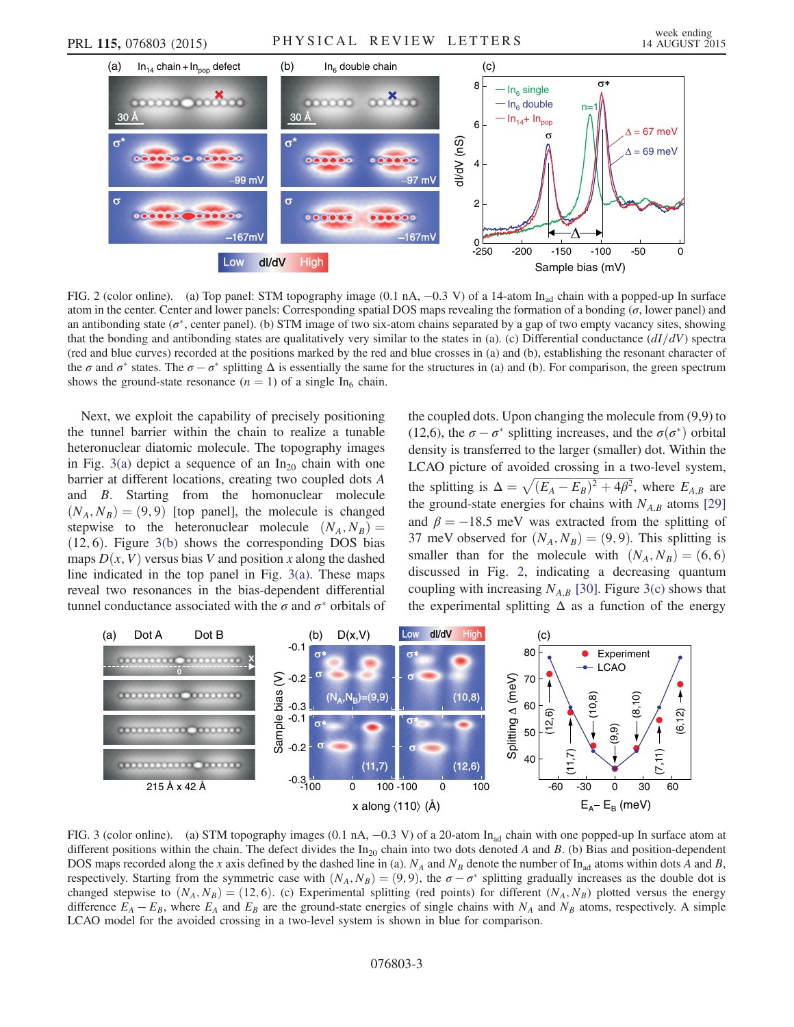FIG. 2 (color online). (a) Top panel: STM topography image (0.1 nA, −0.3 V) of a 14-atom $In_{ad}$ chain with a popped-up In surface atom in the center. Center and lower panels: Corresponding spatial DOS maps revealing the formation of a bonding ($\sigma$, lower panel) and an antibonding state ($\sigma^*$, center panel). (b) STM image of two six-atom chains separated by a gap of two empty vacancy sites, showing that the bonding and antibonding states are qualitatively very similar to the states in (a). (c) Differential conductance ($dI/dV$) spectra (red and blue curves) recorded at the positions marked by the red and blue crosses in (a) and (b), establishing the resonant character of the $\sigma$ and $\sigma^*$ states. The $\sigma - \sigma^*$ splitting $\Delta$ is essentially the same for the structures in (a) and (b). For comparison, the green spectrum shows the ground-state resonance ($n = 1$) of a single $In_6$ chain.

Next, we exploit the capability of precisely positioning the tunnel barrier within the chain to realize a tunable heteronuclear diatomic molecule. The topography images in Fig. 3(a) depict a sequence of an $In_{20}$ chain with one barrier at different locations, creating two coupled dots $A$ and $B$. Starting from the homonuclear molecule $(N_A, N_B) = (9, 9)$ [top panel], the molecule is changed stepwise to the heteronuclear molecule $(N_A, N_B) = (12, 6)$. Figure 3(b) shows the corresponding DOS bias maps $D(x, V)$ versus bias $V$ and position $x$ along the dashed line indicated in the top panel in Fig. 3(a). These maps reveal two resonances in the bias-dependent differential tunnel conductance associated with the $\sigma$ and $\sigma^*$ orbitals of the coupled dots. Upon changing the molecule from (9,9) to (12,6), the $\sigma - \sigma^*$ splitting increases, and the $\sigma(\sigma^*)$ orbital density is transferred to the larger (smaller) dot. Within the LCAO picture of avoided crossing in a two-level system, the splitting is $\Delta = \sqrt{(E_A - E_B)^2 + 4\beta^2}$, where $E_{A,B}$ are the ground-state energies for chains with $N_{A,B}$ atoms [29] and $\beta = -18.5$ meV was extracted from the splitting of 37 meV observed for $(N_A, N_B) = (9, 9)$. This splitting is smaller than for the molecule with $(N_A, N_B) = (6, 6)$ discussed in Fig. 2, indicating a decreasing quantum coupling with increasing $N_{A,B}$ [30]. Figure 3(c) shows that the experimental splitting $\Delta$ as a function of the energy

FIG. 3 (color online). (a) STM topography images (0.1 nA, −0.3 V) of a 20-atom $In_{ad}$ chain with one popped-up In surface atom at different positions within the chain. The defect divides the $In_{20}$ chain into two dots denoted $A$ and $B$. (b) Bias and position-dependent DOS maps recorded along the $x$ axis defined by the dashed line in (a). $N_A$ and $N_B$ denote the number of $In_{ad}$ atoms within dots $A$ and $B$, respectively. Starting from the symmetric case with $(N_A, N_B) = (9, 9)$, the $\sigma - \sigma^*$ splitting gradually increases as the double dot is changed stepwise to $(N_A, N_B) = (12, 6)$. (c) Experimental splitting (red points) for different $(N_A, N_B)$ plotted versus the energy difference $E_A - E_B$, where $E_A$ and $E_B$ are the ground-state energies of single chains with $N_A$ and $N_B$ atoms, respectively. A simple LCAO model for the avoided crossing in a two-level system is shown in blue for comparison.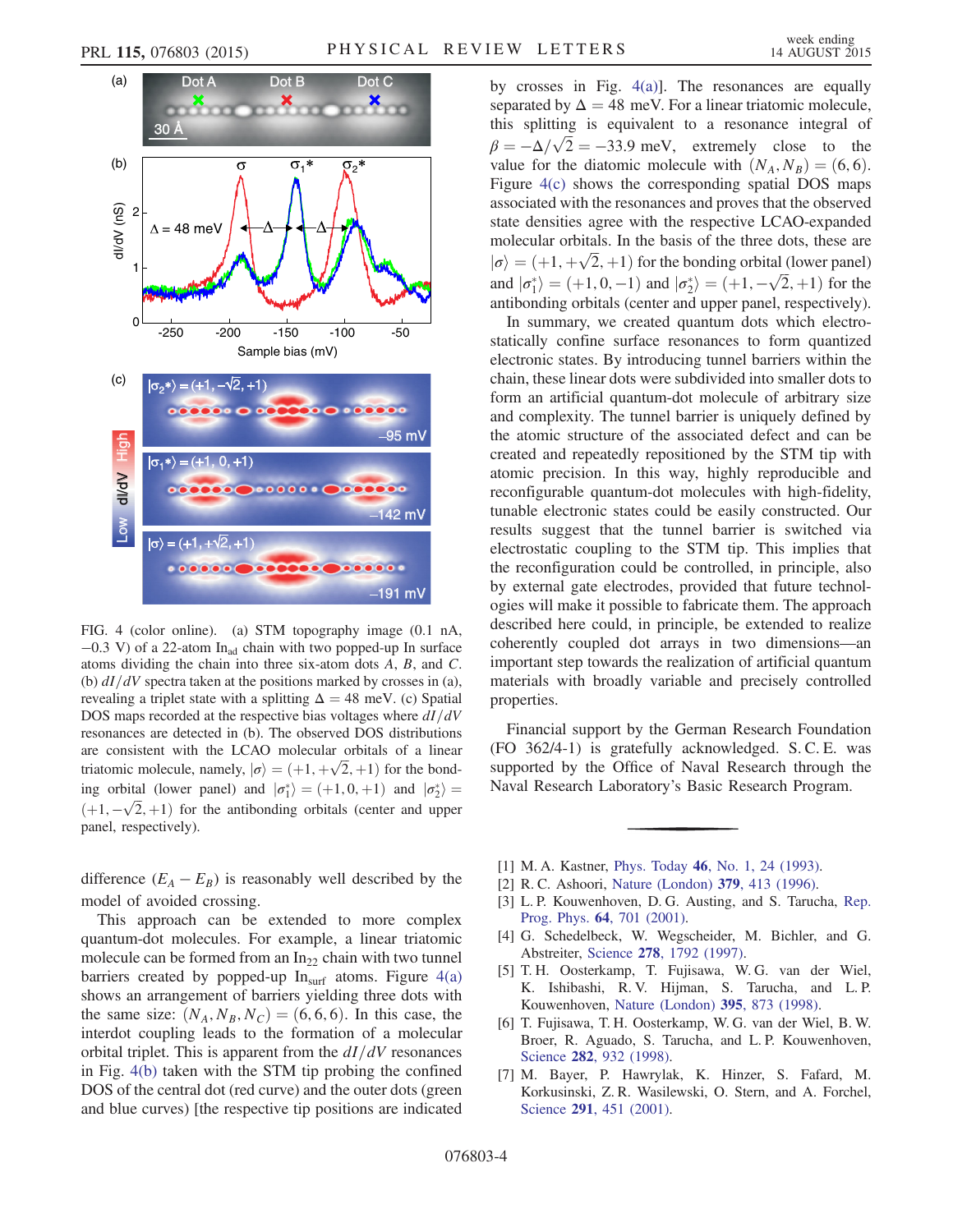FIG. 4 (color online). (a) STM topography image (0.1 nA, −0.3 V) of a 22-atom $In_{ad}$ chain with two popped-up In surface atoms dividing the chain into three six-atom dots $A$, $B$, and $C$. (b) $dI/dV$ spectra taken at the positions marked by crosses in (a), revealing a triplet state with a splitting $\Delta = 48$ meV. (c) Spatial DOS maps recorded at the respective bias voltages where $dI/dV$ resonances are detected in (b). The observed DOS distributions are consistent with the LCAO molecular orbitals of a linear triatomic molecule, namely, $|\sigma\rangle = (+1, +\sqrt{2}, +1)$ for the bonding orbital (lower panel) and $|\sigma_1^*\rangle = (+1, 0, +1)$ and $|\sigma_2^*\rangle = (+1, -\sqrt{2}, +1)$ for the antibonding orbitals (center and upper panel, respectively).

difference $(E_A - E_B)$ is reasonably well described by the model of avoided crossing.

This approach can be extended to more complex quantum-dot molecules. For example, a linear triatomic molecule can be formed from an $In_{22}$ chain with two tunnel barriers created by popped-up $In_{surf}$ atoms. Figure 4(a) shows an arrangement of barriers yielding three dots with the same size: $(N_A, N_B, N_C) = (6, 6, 6)$. In this case, the interdot coupling leads to the formation of a molecular orbital triplet. This is apparent from the $dI/dV$ resonances in Fig. 4(b) taken with the STM tip probing the confined DOS of the central dot (red curve) and the outer dots (green and blue curves) [the respective tip positions are indicated by crosses in Fig. 4(a)]. The resonances are equally separated by $\Delta = 48$ meV. For a linear triatomic molecule, this splitting is equivalent to a resonance integral of $\beta = -\Delta/\sqrt{2} = -33.9$ meV, extremely close to the value for the diatomic molecule with $(N_A, N_B) = (6, 6)$. Figure 4(c) shows the corresponding spatial DOS maps associated with the resonances and proves that the observed state densities agree with the respective LCAO-expanded molecular orbitals. In the basis of the three dots, these are $|\sigma\rangle = (+1, +\sqrt{2}, +1)$ for the bonding orbital (lower panel) and $|\sigma_1^*\rangle = (+1, 0, -1)$ and $|\sigma_2^*\rangle = (+1, -\sqrt{2}, +1)$ for the antibonding orbitals (center and upper panel, respectively).

In summary, we created quantum dots which electrostatically confine surface resonances to form quantized electronic states. By introducing tunnel barriers within the chain, these linear dots were subdivided into smaller dots to form an artificial quantum-dot molecule of arbitrary size and complexity. The tunnel barrier is uniquely defined by the atomic structure of the associated defect and can be created and repeatedly repositioned by the STM tip with atomic precision. In this way, highly reproducible and reconfigurable quantum-dot molecules with high-fidelity, tunable electronic states could be easily constructed. Our results suggest that the tunnel barrier is switched via electrostatic coupling to the STM tip. This implies that the reconfiguration could be controlled, in principle, also by external gate electrodes, provided that future technologies will make it possible to fabricate them. The approach described here could, in principle, be extended to realize coherently coupled dot arrays in two dimensions—an important step towards the realization of artificial quantum materials with broadly variable and precisely controlled properties.

Financial support by the German Research Foundation (FO 362/4-1) is gratefully acknowledged. S. C. E. was supported by the Office of Naval Research through the Naval Research Laboratory's Basic Research Program.

---

[1] M. A. Kastner, Phys. Today **46**, No. 1, 24 (1993).

[2] R. C. Ashoori, Nature (London) **379**, 413 (1996).

[3] L. P. Kouwenhoven, D. G. Austing, and S. Tarucha, Rep. Prog. Phys. **64**, 701 (2001).

[4] G. Schedelbeck, W. Wegscheider, M. Bichler, and G. Abstreiter, Science **278**, 1792 (1997).

[5] T. H. Oosterkamp, T. Fujisawa, W. G. van der Wiel, K. Ishibashi, R. V. Hijman, S. Tarucha, and L. P. Kouwenhoven, Nature (London) **395**, 873 (1998).

[6] T. Fujisawa, T. H. Oosterkamp, W. G. van der Wiel, B. W. Broer, R. Aguado, S. Tarucha, and L. P. Kouwenhoven, Science **282**, 932 (1998).

[7] M. Bayer, P. Hawrylak, K. Hinzer, S. Fafard, M. Korkusinski, Z. R. Wasilewski, O. Stern, and A. Forchel, Science **291**, 451 (2001).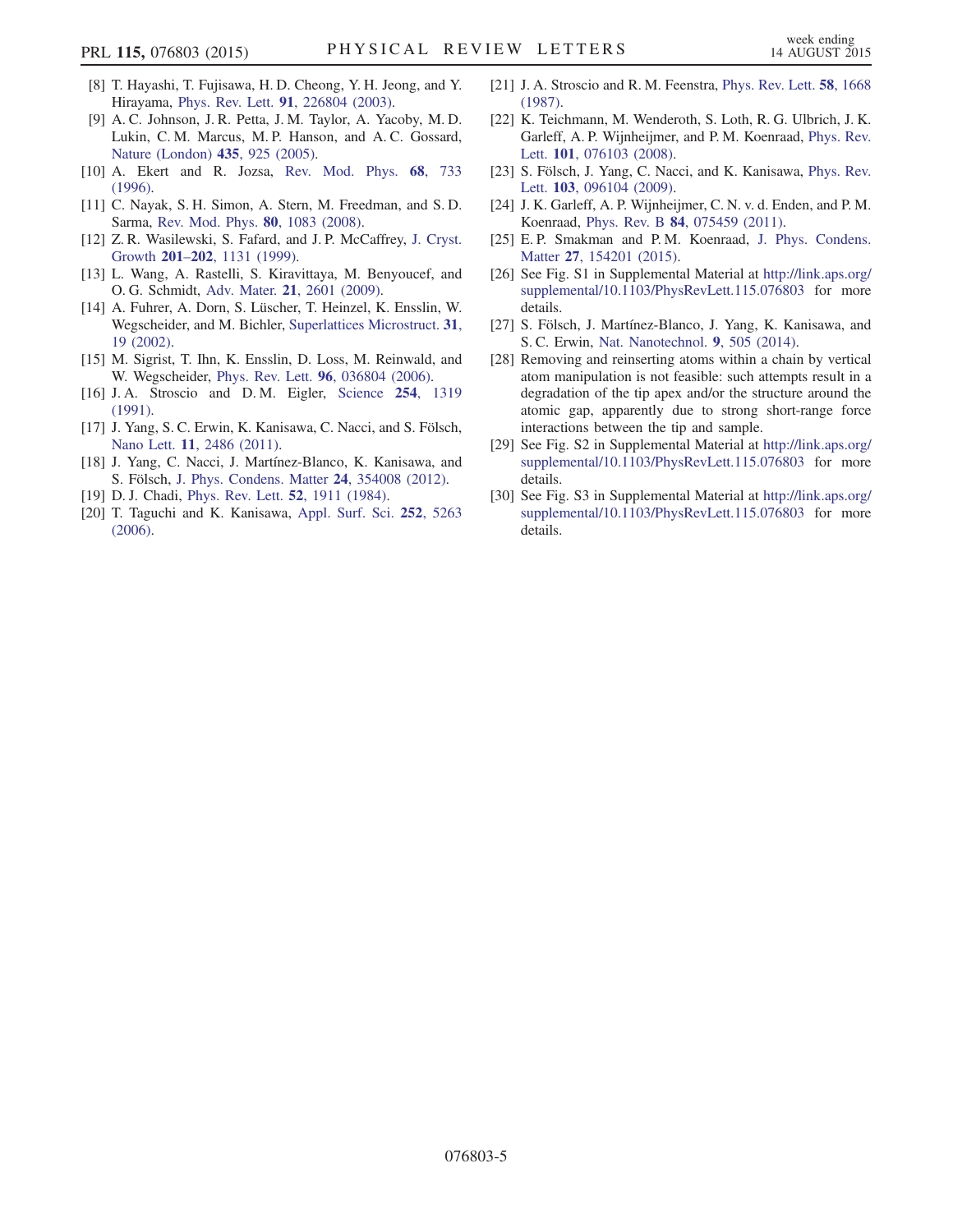[8] T. Hayashi, T. Fujisawa, H. D. Cheong, Y. H. Jeong, and Y. Hirayama, Phys. Rev. Lett. **91**, 226804 (2003).

[9] A. C. Johnson, J. R. Petta, J. M. Taylor, A. Yacoby, M. D. Lukin, C. M. Marcus, M. P. Hanson, and A. C. Gossard, Nature (London) **435**, 925 (2005).

[10] A. Ekert and R. Jozsa, Rev. Mod. Phys. **68**, 733 (1996).

[11] C. Nayak, S. H. Simon, A. Stern, M. Freedman, and S. D. Sarma, Rev. Mod. Phys. **80**, 1083 (2008).

[12] Z. R. Wasilewski, S. Fafard, and J. P. McCaffrey, J. Cryst. Growth **201–202**, 1131 (1999).

[13] L. Wang, A. Rastelli, S. Kiravittaya, M. Benyoucef, and O. G. Schmidt, Adv. Mater. **21**, 2601 (2009).

[14] A. Fuhrer, A. Dorn, S. Lüscher, T. Heinzel, K. Ensslin, W. Wegscheider, and M. Bichler, Superlattices Microstruct. **31**, 19 (2002).

[15] M. Sigrist, T. Ihn, K. Ensslin, D. Loss, M. Reinwald, and W. Wegscheider, Phys. Rev. Lett. **96**, 036804 (2006).

[16] J. A. Stroscio and D. M. Eigler, Science **254**, 1319 (1991).

[17] J. Yang, S. C. Erwin, K. Kanisawa, C. Nacci, and S. Fölsch, Nano Lett. **11**, 2486 (2011).

[18] J. Yang, C. Nacci, J. Martínez-Blanco, K. Kanisawa, and S. Fölsch, J. Phys. Condens. Matter **24**, 354008 (2012).

[19] D. J. Chadi, Phys. Rev. Lett. **52**, 1911 (1984).

[20] T. Taguchi and K. Kanisawa, Appl. Surf. Sci. **252**, 5263 (2006).

[21] J. A. Stroscio and R. M. Feenstra, Phys. Rev. Lett. **58**, 1668 (1987).

[22] K. Teichmann, M. Wenderoth, S. Loth, R. G. Ulbrich, J. K. Garleff, A. P. Wijnheijmer, and P. M. Koenraad, Phys. Rev. Lett. **101**, 076103 (2008).

[23] S. Fölsch, J. Yang, C. Nacci, and K. Kanisawa, Phys. Rev. Lett. **103**, 096104 (2009).

[24] J. K. Garleff, A. P. Wijnheijmer, C. N. v. d. Enden, and P. M. Koenraad, Phys. Rev. B **84**, 075459 (2011).

[25] E. P. Smakman and P. M. Koenraad, J. Phys. Condens. Matter **27**, 154201 (2015).

[26] See Fig. S1 in Supplemental Material at http://link.aps.org/supplemental/10.1103/PhysRevLett.115.076803 for more details.

[27] S. Fölsch, J. Martínez-Blanco, J. Yang, K. Kanisawa, and S. C. Erwin, Nat. Nanotechnol. **9**, 505 (2014).

[28] Removing and reinserting atoms within a chain by vertical atom manipulation is not feasible: such attempts result in a degradation of the tip apex and/or the structure around the atomic gap, apparently due to strong short-range force interactions between the tip and sample.

[29] See Fig. S2 in Supplemental Material at http://link.aps.org/supplemental/10.1103/PhysRevLett.115.076803 for more details.

[30] See Fig. S3 in Supplemental Material at http://link.aps.org/supplemental/10.1103/PhysRevLett.115.076803 for more details.